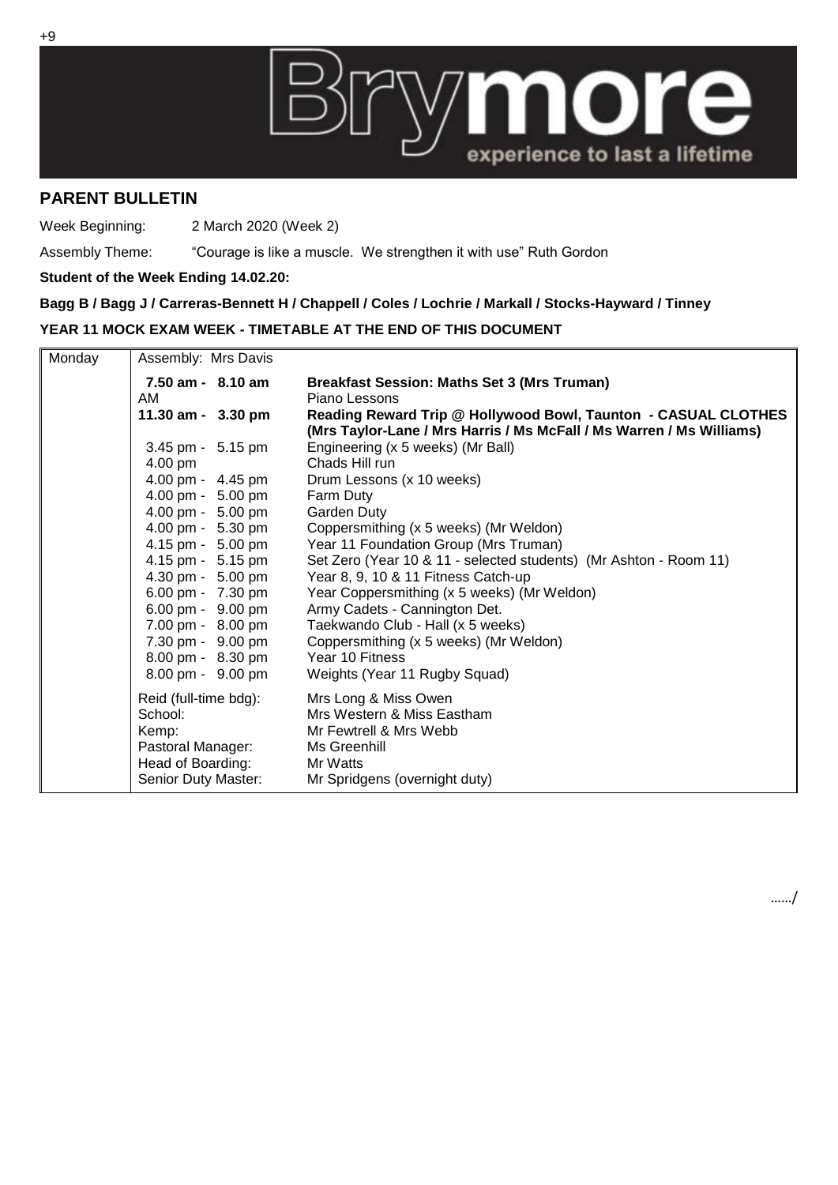+9

Brymore experience to last a lifetime

## PARENT BULLETIN

Week Beginning: 2 March 2020 (Week 2)

Assembly Theme: "Courage is like a muscle. We strengthen it with use" Ruth Gordon

**Student of the Week Ending 14.02.20:**

**Bagg B / Bagg J / Carreras-Bennett H / Chappell / Coles / Lochrie / Markall / Stocks-Hayward / Tinney**

**YEAR 11 MOCK EXAM WEEK - TIMETABLE AT THE END OF THIS DOCUMENT**

| Monday | Assembly: Mrs Davis | |
|---|---|---|
| | **7.50 am - 8.10 am AM** | **Breakfast Session: Maths Set 3 (Mrs Truman)** Piano Lessons |
| | **11.30 am - 3.30 pm** | **Reading Reward Trip @ Hollywood Bowl, Taunton - CASUAL CLOTHES (Mrs Taylor-Lane / Mrs Harris / Ms McFall / Ms Warren / Ms Williams)** |
| | 3.45 pm - 5.15 pm | Engineering (x 5 weeks) (Mr Ball) |
| | 4.00 pm | Chads Hill run |
| | 4.00 pm - 4.45 pm | Drum Lessons (x 10 weeks) |
| | 4.00 pm - 5.00 pm | Farm Duty |
| | 4.00 pm - 5.00 pm | Garden Duty |
| | 4.00 pm - 5.30 pm | Coppersmithing (x 5 weeks) (Mr Weldon) |
| | 4.15 pm - 5.00 pm | Year 11 Foundation Group (Mrs Truman) |
| | 4.15 pm - 5.15 pm | Set Zero (Year 10 & 11 - selected students) (Mr Ashton - Room 11) |
| | 4.30 pm - 5.00 pm | Year 8, 9, 10 & 11 Fitness Catch-up |
| | 6.00 pm - 7.30 pm | Year Coppersmithing (x 5 weeks) (Mr Weldon) |
| | 6.00 pm - 9.00 pm | Army Cadets - Cannington Det. |
| | 7.00 pm - 8.00 pm | Taekwando Club - Hall (x 5 weeks) |
| | 7.30 pm - 9.00 pm | Coppersmithing (x 5 weeks) (Mr Weldon) |
| | 8.00 pm - 8.30 pm | Year 10 Fitness |
| | 8.00 pm - 9.00 pm | Weights (Year 11 Rugby Squad) |
| | Reid (full-time bdg): | Mrs Long & Miss Owen |
| | School: | Mrs Western & Miss Eastham |
| | Kemp: | Mr Fewtrell & Mrs Webb |
| | Pastoral Manager: | Ms Greenhill |
| | Head of Boarding: | Mr Watts |
| | Senior Duty Master: | Mr Spridgens (overnight duty) |

……/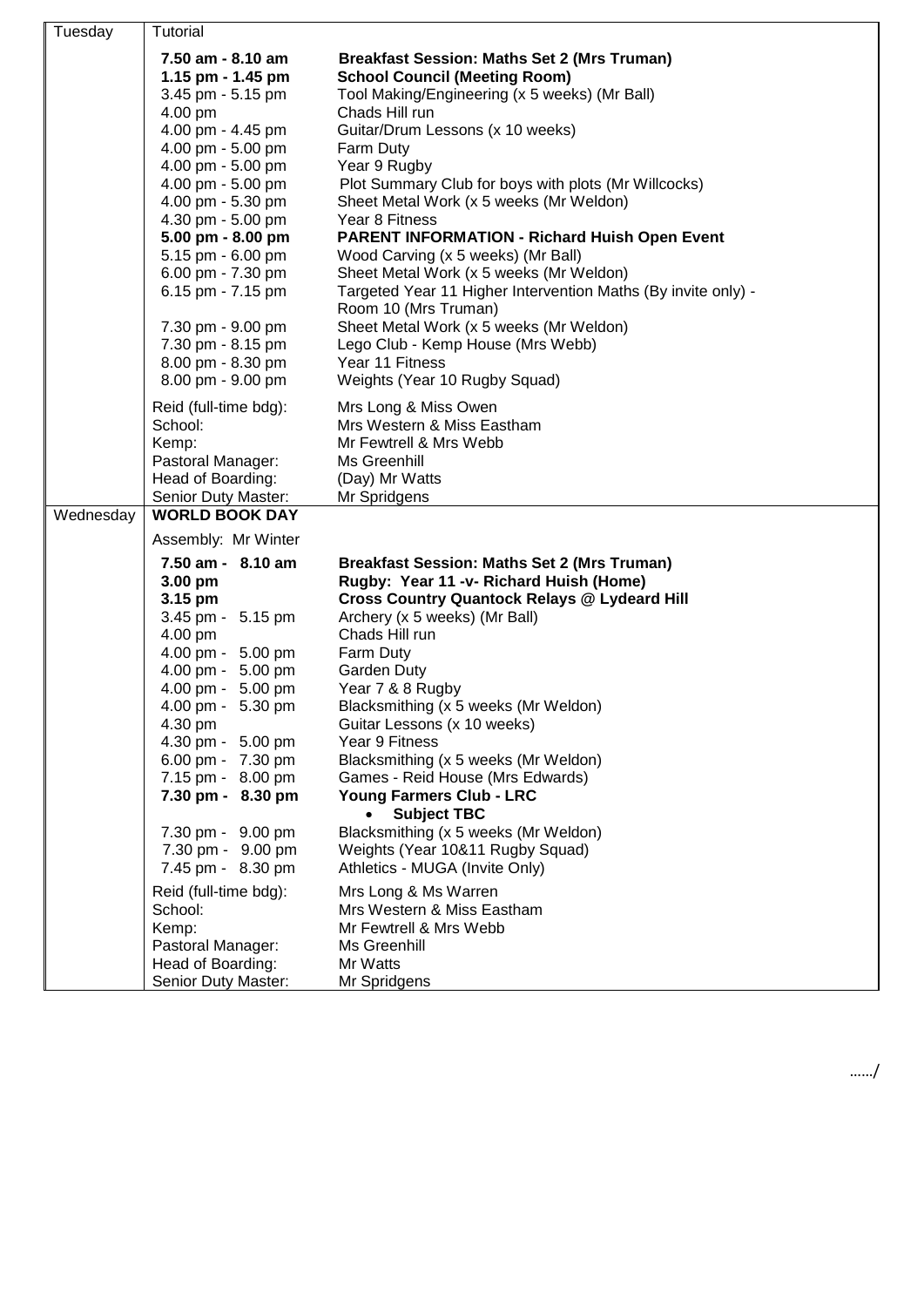| Day | Time | Activity |
|---|---|---|
| Tuesday | Tutorial | |
| | **7.50 am - 8.10 am** | **Breakfast Session: Maths Set 2 (Mrs Truman)** |
| | **1.15 pm - 1.45 pm** | **School Council (Meeting Room)** |
| | 3.45 pm - 5.15 pm | Tool Making/Engineering (x 5 weeks) (Mr Ball) |
| | 4.00 pm | Chads Hill run |
| | 4.00 pm - 4.45 pm | Guitar/Drum Lessons (x 10 weeks) |
| | 4.00 pm - 5.00 pm | Farm Duty |
| | 4.00 pm - 5.00 pm | Year 9 Rugby |
| | 4.00 pm - 5.00 pm | Plot Summary Club for boys with plots (Mr Willcocks) |
| | 4.00 pm - 5.30 pm | Sheet Metal Work (x 5 weeks (Mr Weldon) |
| | 4.30 pm - 5.00 pm | Year 8 Fitness |
| | **5.00 pm - 8.00 pm** | **PARENT INFORMATION - Richard Huish Open Event** |
| | 5.15 pm - 6.00 pm | Wood Carving (x 5 weeks) (Mr Ball) |
| | 6.00 pm - 7.30 pm | Sheet Metal Work (x 5 weeks (Mr Weldon) |
| | 6.15 pm - 7.15 pm | Targeted Year 11 Higher Intervention Maths (By invite only) - Room 10 (Mrs Truman) |
| | 7.30 pm - 9.00 pm | Sheet Metal Work (x 5 weeks (Mr Weldon) |
| | 7.30 pm - 8.15 pm | Lego Club - Kemp House (Mrs Webb) |
| | 8.00 pm - 8.30 pm | Year 11 Fitness |
| | 8.00 pm - 9.00 pm | Weights (Year 10 Rugby Squad) |
| | Reid (full-time bdg): | Mrs Long & Miss Owen |
| | School: | Mrs Western & Miss Eastham |
| | Kemp: | Mr Fewtrell & Mrs Webb |
| | Pastoral Manager: | Ms Greenhill |
| | Head of Boarding: | (Day) Mr Watts |
| | Senior Duty Master: | Mr Spridgens |
| Wednesday | **WORLD BOOK DAY** | |
| | Assembly: Mr Winter | |
| | **7.50 am - 8.10 am** | **Breakfast Session: Maths Set 2 (Mrs Truman)** |
| | **3.00 pm** | **Rugby: Year 11 -v- Richard Huish (Home)** |
| | **3.15 pm** | **Cross Country Quantock Relays @ Lydeard Hill** |
| | 3.45 pm - 5.15 pm | Archery (x 5 weeks) (Mr Ball) |
| | 4.00 pm | Chads Hill run |
| | 4.00 pm - 5.00 pm | Farm Duty |
| | 4.00 pm - 5.00 pm | Garden Duty |
| | 4.00 pm - 5.00 pm | Year 7 & 8 Rugby |
| | 4.00 pm - 5.30 pm | Blacksmithing (x 5 weeks (Mr Weldon) |
| | 4.30 pm | Guitar Lessons (x 10 weeks) |
| | 4.30 pm - 5.00 pm | Year 9 Fitness |
| | 6.00 pm - 7.30 pm | Blacksmithing (x 5 weeks (Mr Weldon) |
| | 7.15 pm - 8.00 pm | Games - Reid House (Mrs Edwards) |
| | **7.30 pm - 8.30 pm** | **Young Farmers Club - LRC** <br> • **Subject TBC** |
| | 7.30 pm - 9.00 pm | Blacksmithing (x 5 weeks (Mr Weldon) |
| | 7.30 pm - 9.00 pm | Weights (Year 10&11 Rugby Squad) |
| | 7.45 pm - 8.30 pm | Athletics - MUGA (Invite Only) |
| | Reid (full-time bdg): | Mrs Long & Ms Warren |
| | School: | Mrs Western & Miss Eastham |
| | Kemp: | Mr Fewtrell & Mrs Webb |
| | Pastoral Manager: | Ms Greenhill |
| | Head of Boarding: | Mr Watts |
| | Senior Duty Master: | Mr Spridgens |

……/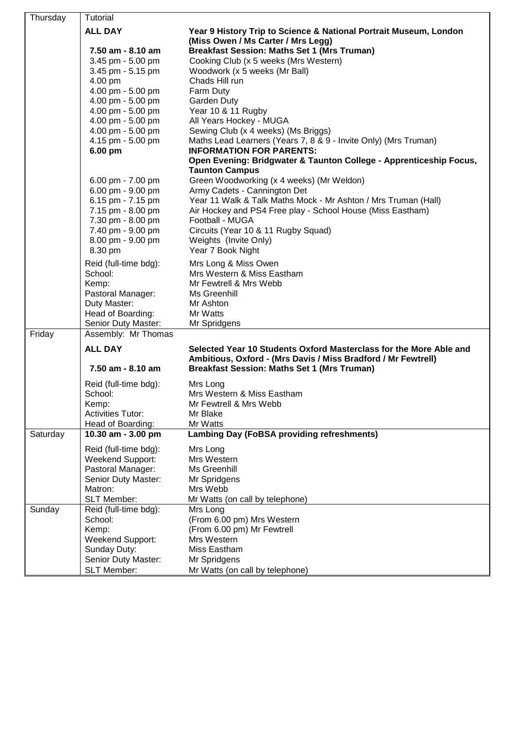| Day | Time / Role | Event / Staff |
|---|---|---|
| Thursday | Tutorial | |
| | **ALL DAY** | **Year 9 History Trip to Science & National Portrait Museum, London (Miss Owen / Ms Carter / Mrs Legg)** |
| | **7.50 am - 8.10 am** | **Breakfast Session: Maths Set 1 (Mrs Truman)** |
| | 3.45 pm - 5.00 pm | Cooking Club (x 5 weeks (Mrs Western) |
| | 3.45 pm - 5.15 pm | Woodwork (x 5 weeks (Mr Ball) |
| | 4.00 pm | Chads Hill run |
| | 4.00 pm - 5.00 pm | Farm Duty |
| | 4.00 pm - 5.00 pm | Garden Duty |
| | 4.00 pm - 5.00 pm | Year 10 & 11 Rugby |
| | 4.00 pm - 5.00 pm | All Years Hockey - MUGA |
| | 4.00 pm - 5.00 pm | Sewing Club (x 4 weeks) (Ms Briggs) |
| | 4.15 pm - 5.00 pm | Maths Lead Learners (Years 7, 8 & 9 - Invite Only) (Mrs Truman) |
| | **6.00 pm** | **INFORMATION FOR PARENTS: Open Evening: Bridgwater & Taunton College - Apprenticeship Focus, Taunton Campus** |
| | 6.00 pm - 7.00 pm | Green Woodworking (x 4 weeks) (Mr Weldon) |
| | 6.00 pm - 9.00 pm | Army Cadets - Cannington Det |
| | 6.15 pm - 7.15 pm | Year 11 Walk & Talk Maths Mock - Mr Ashton / Mrs Truman (Hall) |
| | 7.15 pm - 8.00 pm | Air Hockey and PS4 Free play - School House (Miss Eastham) |
| | 7.30 pm - 8.00 pm | Football - MUGA |
| | 7.40 pm - 9.00 pm | Circuits (Year 10 & 11 Rugby Squad) |
| | 8.00 pm - 9.00 pm | Weights (Invite Only) |
| | 8.30 pm | Year 7 Book Night |
| | Reid (full-time bdg): | Mrs Long & Miss Owen |
| | School: | Mrs Western & Miss Eastham |
| | Kemp: | Mr Fewtrell & Mrs Webb |
| | Pastoral Manager: | Ms Greenhill |
| | Duty Master: | Mr Ashton |
| | Head of Boarding: | Mr Watts |
| | Senior Duty Master: | Mr Spridgens |
| Friday | Assembly: Mr Thomas | |
| | **ALL DAY** | **Selected Year 10 Students Oxford Masterclass for the More Able and Ambitious, Oxford - (Mrs Davis / Miss Bradford / Mr Fewtrell)** |
| | **7.50 am - 8.10 am** | **Breakfast Session: Maths Set 1 (Mrs Truman)** |
| | Reid (full-time bdg): | Mrs Long |
| | School: | Mrs Western & Miss Eastham |
| | Kemp: | Mr Fewtrell & Mrs Webb |
| | Activities Tutor: | Mr Blake |
| | Head of Boarding: | Mr Watts |
| Saturday | **10.30 am - 3.00 pm** | **Lambing Day (FoBSA providing refreshments)** |
| | Reid (full-time bdg): | Mrs Long |
| | Weekend Support: | Mrs Western |
| | Pastoral Manager: | Ms Greenhill |
| | Senior Duty Master: | Mr Spridgens |
| | Matron: | Mrs Webb |
| | SLT Member: | Mr Watts (on call by telephone) |
| Sunday | Reid (full-time bdg): | Mrs Long |
| | School: | (From 6.00 pm) Mrs Western |
| | Kemp: | (From 6.00 pm) Mr Fewtrell |
| | Weekend Support: | Mrs Western |
| | Sunday Duty: | Miss Eastham |
| | Senior Duty Master: | Mr Spridgens |
| | SLT Member: | Mr Watts (on call by telephone) |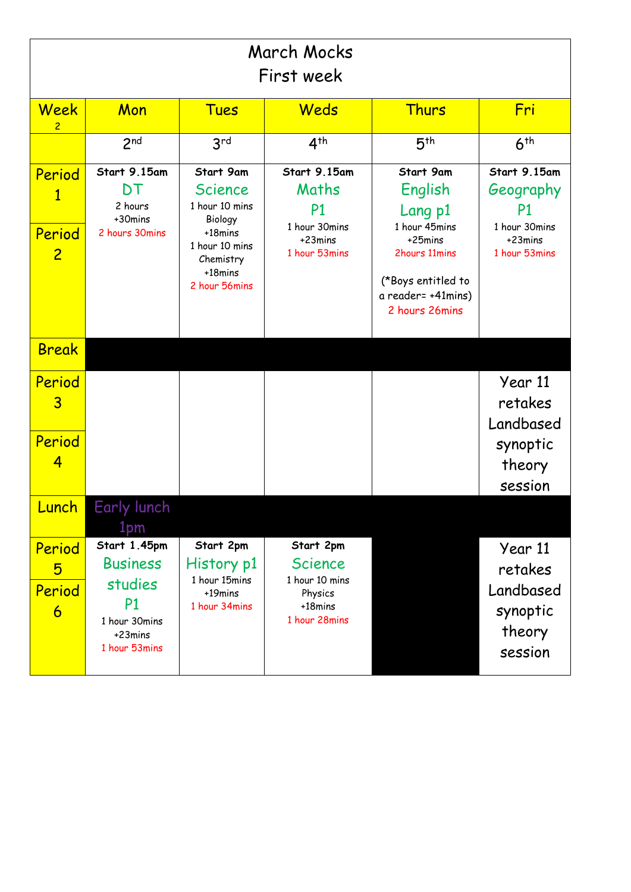# March Mocks
## First week

| Week 2 | Mon | Tues | Weds | Thurs | Fri |
|---|---|---|---|---|---|
| | 2nd | 3rd | 4th | 5th | 6th |
| Period 1 / Period 2 | **Start 9.15am** DT 2 hours +30mins 2 hours 30mins | **Start 9am** Science 1 hour 10 mins Biology +18mins 1 hour 10 mins Chemistry +18mins 2 hour 56mins | **Start 9.15am** Maths P1 1 hour 30mins +23mins 1 hour 53mins | **Start 9am** English Lang p1 1 hour 45mins +25mins 2hours 11mins (*Boys entitled to a reader= +41mins) 2 hours 26mins | **Start 9.15am** Geography P1 1 hour 30mins +23mins 1 hour 53mins |
| Break | | | | | |
| Period 3 / Period 4 | | | | | Year 11 retakes Landbased synoptic theory session |
| Lunch | Early lunch 1pm | | | | |
| Period 5 / Period 6 | **Start 1.45pm** Business studies P1 1 hour 30mins +23mins 1 hour 53mins | **Start 2pm** History p1 1 hour 15mins +19mins 1 hour 34mins | **Start 2pm** Science 1 hour 10 mins Physics +18mins 1 hour 28mins | | Year 11 retakes Landbased synoptic theory session |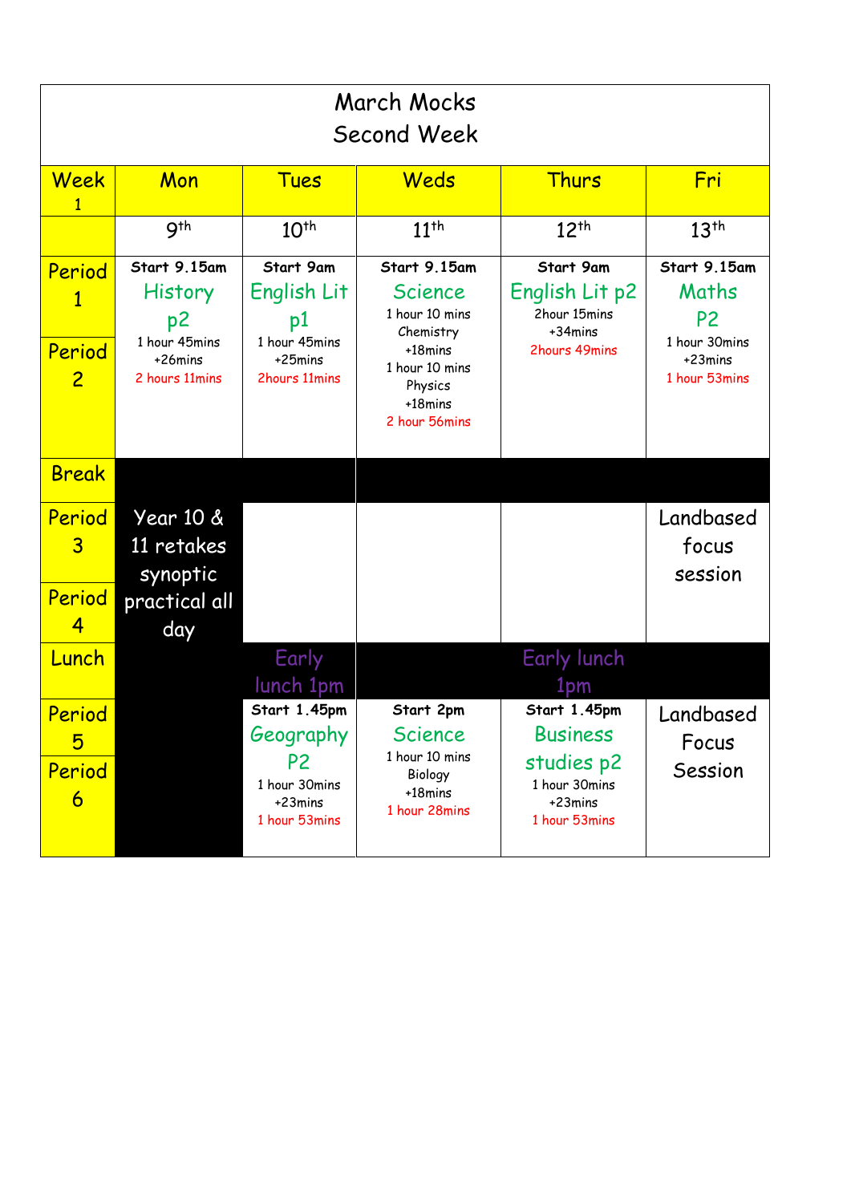# March Mocks
## Second Week

| Week 1 | Mon | Tues | Weds | Thurs | Fri |
|---|---|---|---|---|---|
| | 9th | 10th | 11th | 12th | 13th |
| Period 1 / Period 2 | **Start 9.15am** History p2 1 hour 45mins +26mins 2 hours 11mins | **Start 9am** English Lit p1 1 hour 45mins +25mins 2hours 11mins | **Start 9.15am** Science 1 hour 10 mins Chemistry +18mins 1 hour 10 mins Physics +18mins 2 hour 56mins | **Start 9am** English Lit p2 2hour 15mins +34mins 2hours 49mins | **Start 9.15am** Maths P2 1 hour 30mins +23mins 1 hour 53mins |
| Break | | | | | |
| Period 3 / Period 4 | Year 10 & 11 retakes synoptic practical all day | | | | Landbased focus session |
| Lunch | | Early lunch 1pm | | Early lunch 1pm | |
| Period 5 / Period 6 | | **Start 1.45pm** Geography P2 1 hour 30mins +23mins 1 hour 53mins | **Start 2pm** Science 1 hour 10 mins Biology +18mins 1 hour 28mins | **Start 1.45pm** Business studies p2 1 hour 30mins +23mins 1 hour 53mins | Landbased Focus Session |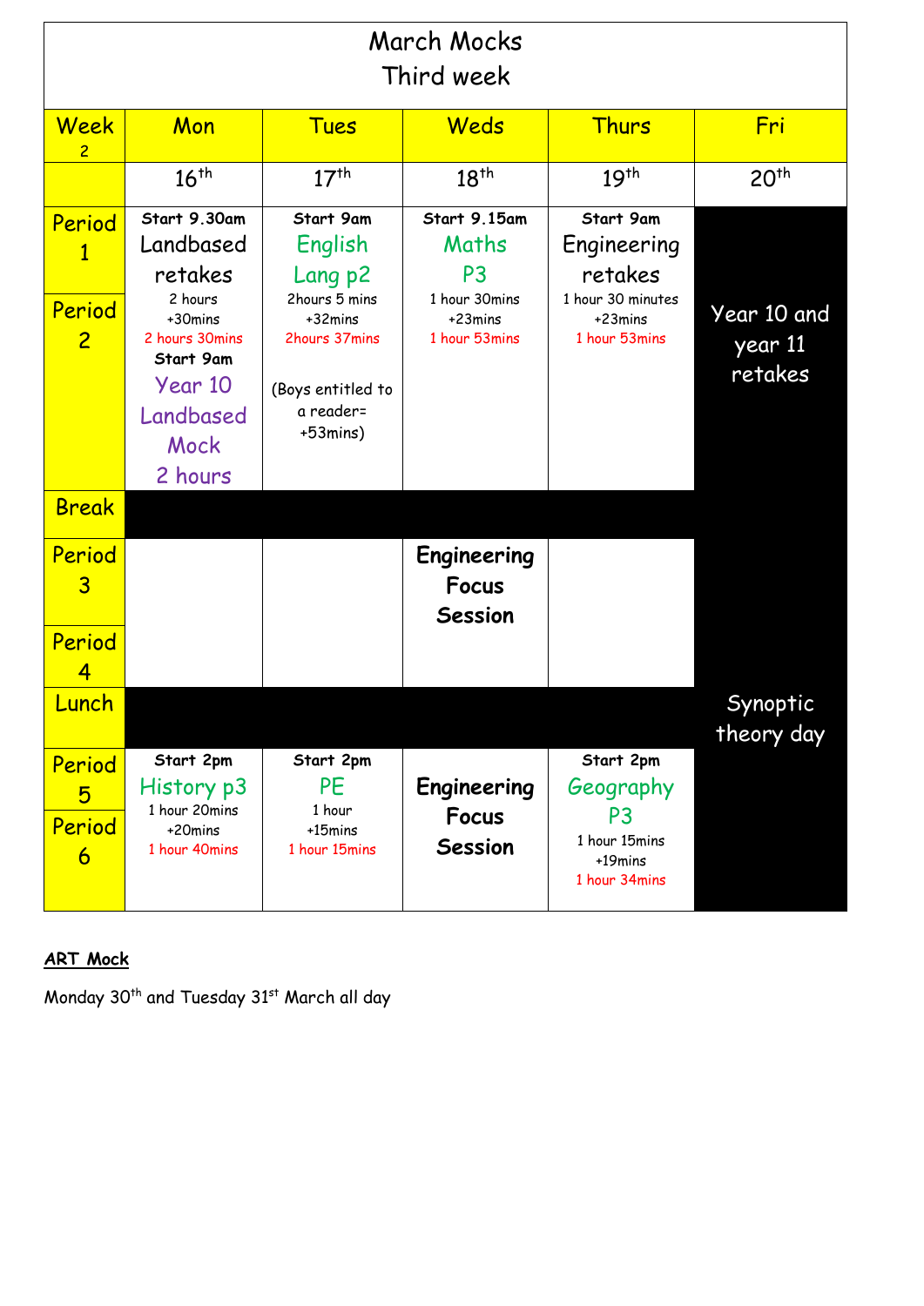| March Mocks Third week | | | | | |
|---|---|---|---|---|---|
| Week 2 | Mon | Tues | Weds | Thurs | Fri |
| | 16th | 17th | 18th | 19th | 20th |
| Period 1 / Period 2 | **Start 9.30am** Landbased retakes 2 hours +30mins 2 hours 30mins **Start 9am** Year 10 Landbased Mock 2 hours | **Start 9am** English Lang p2 2hours 5 mins +32mins 2hours 37mins (Boys entitled to a reader= +53mins) | **Start 9.15am** Maths P3 1 hour 30mins +23mins 1 hour 53mins | **Start 9am** Engineering retakes 1 hour 30 minutes +23mins 1 hour 53mins | Year 10 and year 11 retakes |
| Break | | | | | |
| Period 3 / Period 4 | | | **Engineering Focus Session** | | |
| Lunch | | | | | Synoptic theory day |
| Period 5 / Period 6 | **Start 2pm** History p3 1 hour 20mins +20mins 1 hour 40mins | **Start 2pm** PE 1 hour +15mins 1 hour 15mins | **Engineering Focus Session** | **Start 2pm** Geography P3 1 hour 15mins +19mins 1 hour 34mins | |

**ART Mock**

Monday 30th and Tuesday 31st March all day